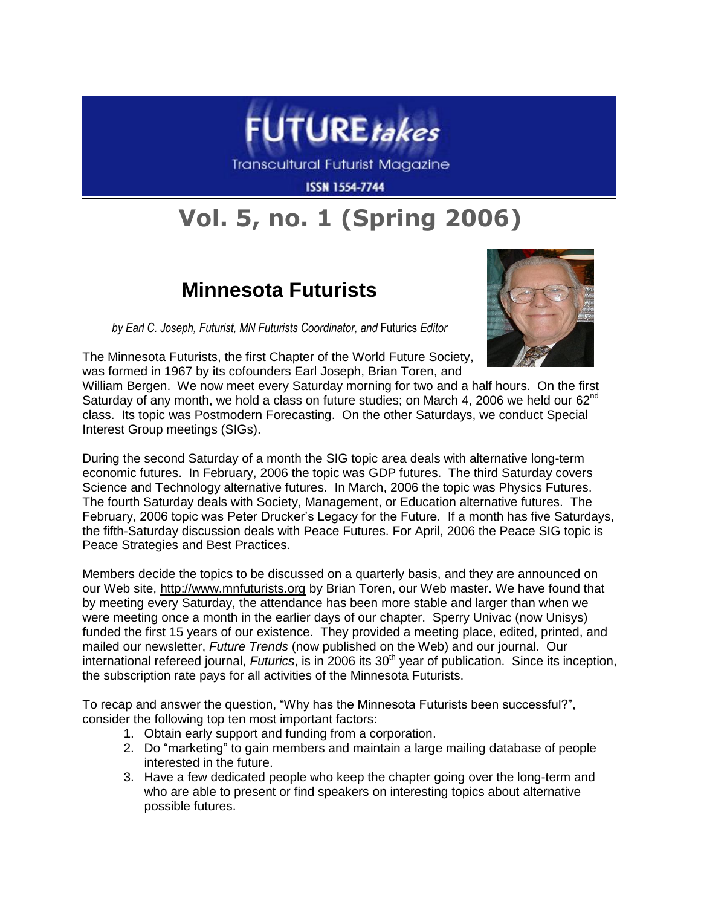# FUTURE*takes*

Transcultural Futurist Magazine

ISSN 1554-7744

# Vol. 5, no. 1 (Spring 2006)

## Minnesota Futurists

*by Earl C. Joseph, Futurist, MN Futurists Coordinator, and* Futurics *Editor*

The Minnesota Futurists, the first Chapter of the World Future Society, was formed in 1967 by its cofounders Earl Joseph, Brian Toren, and William Bergen. We now meet every Saturday morning for two and a half hours. On the first Saturday of any month, we hold a class on future studies; on March 4, 2006 we held our 62nd class. Its topic was Postmodern Forecasting. On the other Saturdays, we conduct Special Interest Group meetings (SIGs).

During the second Saturday of a month the SIG topic area deals with alternative long-term economic futures. In February, 2006 the topic was GDP futures. The third Saturday covers Science and Technology alternative futures. In March, 2006 the topic was Physics Futures. The fourth Saturday deals with Society, Management, or Education alternative futures. The February, 2006 topic was Peter Drucker's Legacy for the Future. If a month has five Saturdays, the fifth-Saturday discussion deals with Peace Futures. For April, 2006 the Peace SIG topic is Peace Strategies and Best Practices.

Members decide the topics to be discussed on a quarterly basis, and they are announced on our Web site, http://www.mnfuturists.org by Brian Toren, our Web master. We have found that by meeting every Saturday, the attendance has been more stable and larger than when we were meeting once a month in the earlier days of our chapter. Sperry Univac (now Unisys) funded the first 15 years of our existence. They provided a meeting place, edited, printed, and mailed our newsletter, *Future Trends* (now published on the Web) and our journal. Our international refereed journal, *Futurics*, is in 2006 its 30th year of publication. Since its inception, the subscription rate pays for all activities of the Minnesota Futurists.

To recap and answer the question, "Why has the Minnesota Futurists been successful?", consider the following top ten most important factors:

1. Obtain early support and funding from a corporation.
2. Do "marketing" to gain members and maintain a large mailing database of people interested in the future.
3. Have a few dedicated people who keep the chapter going over the long-term and who are able to present or find speakers on interesting topics about alternative possible futures.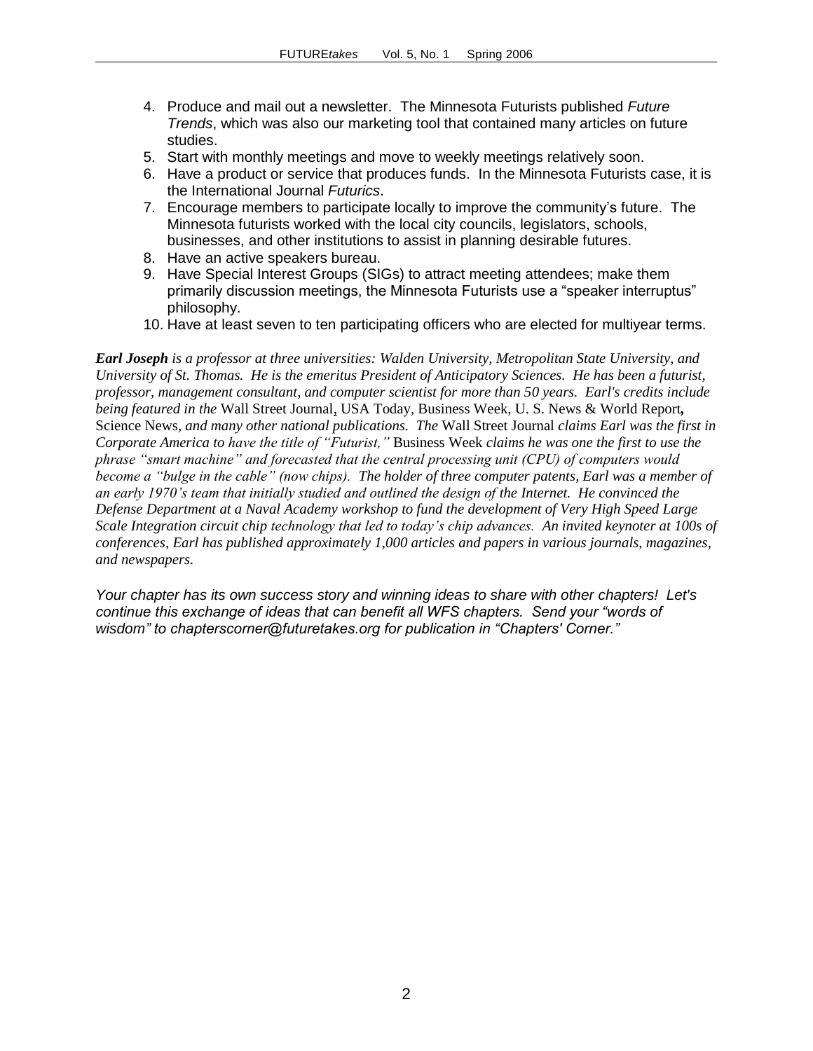4. Produce and mail out a newsletter. The Minnesota Futurists published *Future Trends*, which was also our marketing tool that contained many articles on future studies.
5. Start with monthly meetings and move to weekly meetings relatively soon.
6. Have a product or service that produces funds. In the Minnesota Futurists case, it is the International Journal *Futurics*.
7. Encourage members to participate locally to improve the community's future. The Minnesota futurists worked with the local city councils, legislators, schools, businesses, and other institutions to assist in planning desirable futures.
8. Have an active speakers bureau.
9. Have Special Interest Groups (SIGs) to attract meeting attendees; make them primarily discussion meetings, the Minnesota Futurists use a "speaker interruptus" philosophy.
10. Have at least seven to ten participating officers who are elected for multiyear terms.

***Earl Joseph*** *is a professor at three universities: Walden University, Metropolitan State University, and University of St. Thomas. He is the emeritus President of Anticipatory Sciences. He has been a futurist, professor, management consultant, and computer scientist for more than 50 years. Earl's credits include being featured in the* Wall Street Journal, USA Today, Business Week, U. S. News & World Report, Science News, *and many other national publications. The* Wall Street Journal *claims Earl was the first in Corporate America to have the title of "Futurist,"* Business Week *claims he was one the first to use the phrase "smart machine" and forecasted that the central processing unit (CPU) of computers would become a "bulge in the cable" (now chips). The holder of three computer patents, Earl was a member of an early 1970's team that initially studied and outlined the design of the Internet. He convinced the Defense Department at a Naval Academy workshop to fund the development of Very High Speed Large Scale Integration circuit chip technology that led to today's chip advances. An invited keynoter at 100s of conferences, Earl has published approximately 1,000 articles and papers in various journals, magazines, and newspapers.*

*Your chapter has its own success story and winning ideas to share with other chapters! Let's continue this exchange of ideas that can benefit all WFS chapters. Send your "words of wisdom" to chapterscorner@futuretakes.org for publication in "Chapters' Corner."*